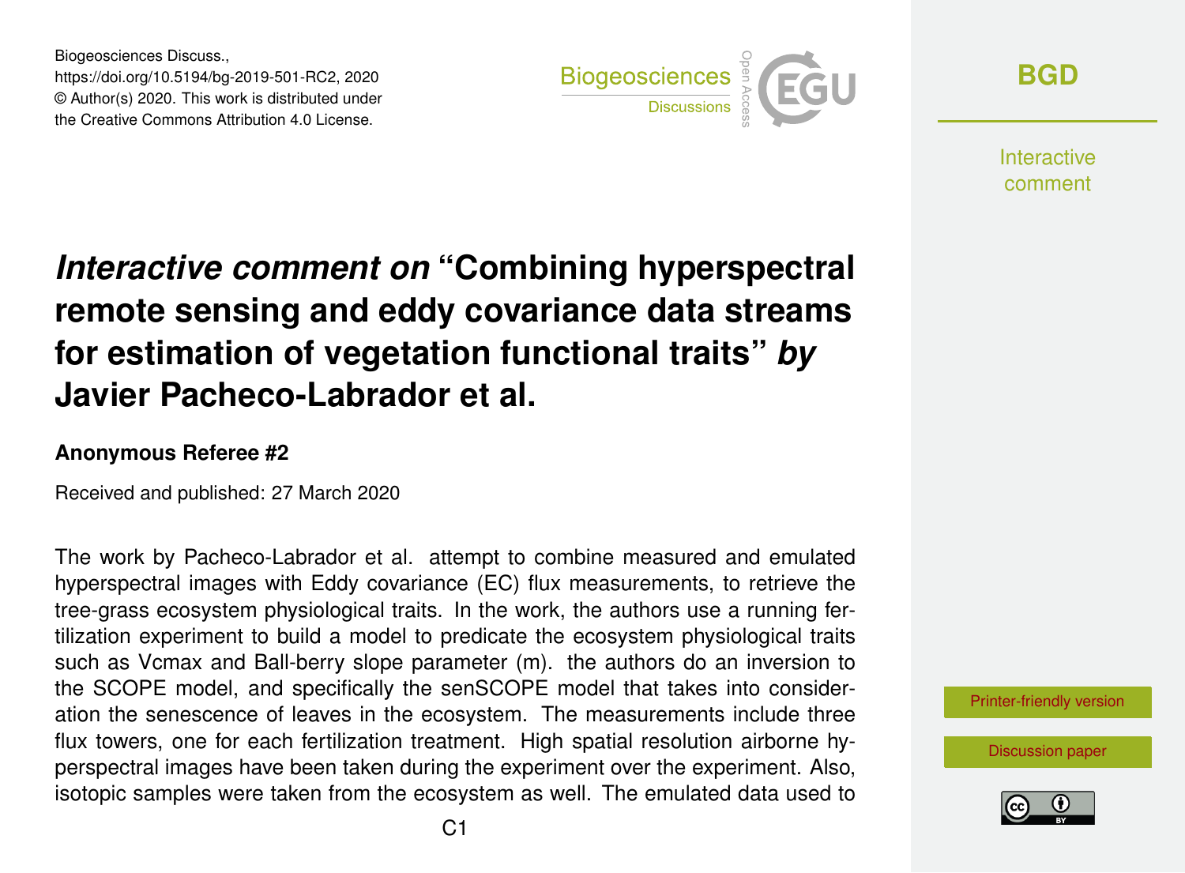Biogeosciences Discuss.,
https://doi.org/10.5194/bg-2019-501-RC2, 2020
© Author(s) 2020. This work is distributed under
the Creative Commons Attribution 4.0 License.

# *Interactive comment on* "Combining hyperspectral remote sensing and eddy covariance data streams for estimation of vegetation functional traits" *by* Javier Pacheco-Labrador et al.

### Anonymous Referee #2

Received and published: 27 March 2020

The work by Pacheco-Labrador et al. attempt to combine measured and emulated hyperspectral images with Eddy covariance (EC) flux measurements, to retrieve the tree-grass ecosystem physiological traits. In the work, the authors use a running fertilization experiment to build a model to predicate the ecosystem physiological traits such as Vcmax and Ball-berry slope parameter (m). the authors do an inversion to the SCOPE model, and specifically the senSCOPE model that takes into consideration the senescence of leaves in the ecosystem. The measurements include three flux towers, one for each fertilization treatment. High spatial resolution airborne hyperspectral images have been taken during the experiment over the experiment. Also, isotopic samples were taken from the ecosystem as well. The emulated data used to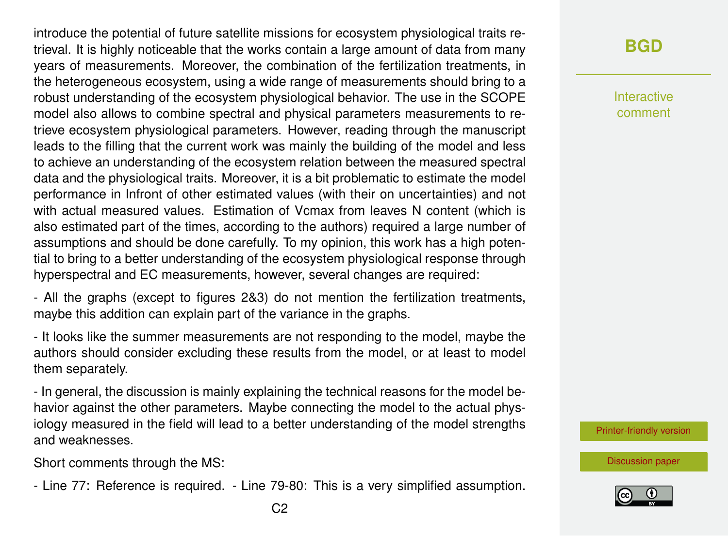introduce the potential of future satellite missions for ecosystem physiological traits retrieval. It is highly noticeable that the works contain a large amount of data from many years of measurements. Moreover, the combination of the fertilization treatments, in the heterogeneous ecosystem, using a wide range of measurements should bring to a robust understanding of the ecosystem physiological behavior. The use in the SCOPE model also allows to combine spectral and physical parameters measurements to retrieve ecosystem physiological parameters. However, reading through the manuscript leads to the filling that the current work was mainly the building of the model and less to achieve an understanding of the ecosystem relation between the measured spectral data and the physiological traits. Moreover, it is a bit problematic to estimate the model performance in Infront of other estimated values (with their on uncertainties) and not with actual measured values. Estimation of Vcmax from leaves N content (which is also estimated part of the times, according to the authors) required a large number of assumptions and should be done carefully. To my opinion, this work has a high potential to bring to a better understanding of the ecosystem physiological response through hyperspectral and EC measurements, however, several changes are required:

- All the graphs (except to figures 2&3) do not mention the fertilization treatments, maybe this addition can explain part of the variance in the graphs.

- It looks like the summer measurements are not responding to the model, maybe the authors should consider excluding these results from the model, or at least to model them separately.

- In general, the discussion is mainly explaining the technical reasons for the model behavior against the other parameters. Maybe connecting the model to the actual physiology measured in the field will lead to a better understanding of the model strengths and weaknesses.

Short comments through the MS:

- Line 77: Reference is required. - Line 79-80: This is a very simplified assumption.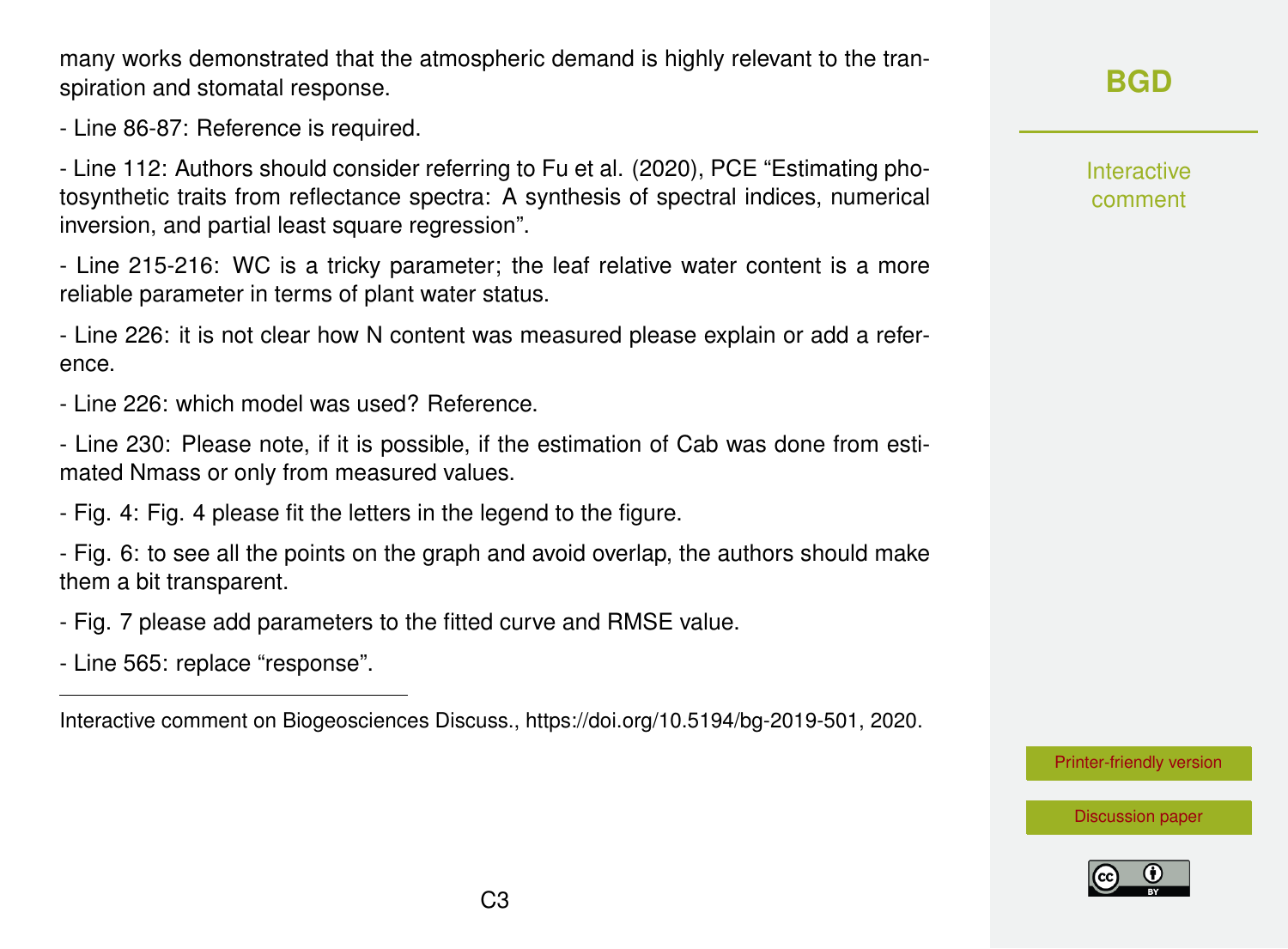many works demonstrated that the atmospheric demand is highly relevant to the transpiration and stomatal response.

- Line 86-87: Reference is required.

- Line 112: Authors should consider referring to Fu et al. (2020), PCE "Estimating photosynthetic traits from reflectance spectra: A synthesis of spectral indices, numerical inversion, and partial least square regression".

- Line 215-216: WC is a tricky parameter; the leaf relative water content is a more reliable parameter in terms of plant water status.

- Line 226: it is not clear how N content was measured please explain or add a reference.

- Line 226: which model was used? Reference.

- Line 230: Please note, if it is possible, if the estimation of Cab was done from estimated Nmass or only from measured values.

- Fig. 4: Fig. 4 please fit the letters in the legend to the figure.

- Fig. 6: to see all the points on the graph and avoid overlap, the authors should make them a bit transparent.

- Fig. 7 please add parameters to the fitted curve and RMSE value.

- Line 565: replace "response".

---

Interactive comment on Biogeosciences Discuss., https://doi.org/10.5194/bg-2019-501, 2020.